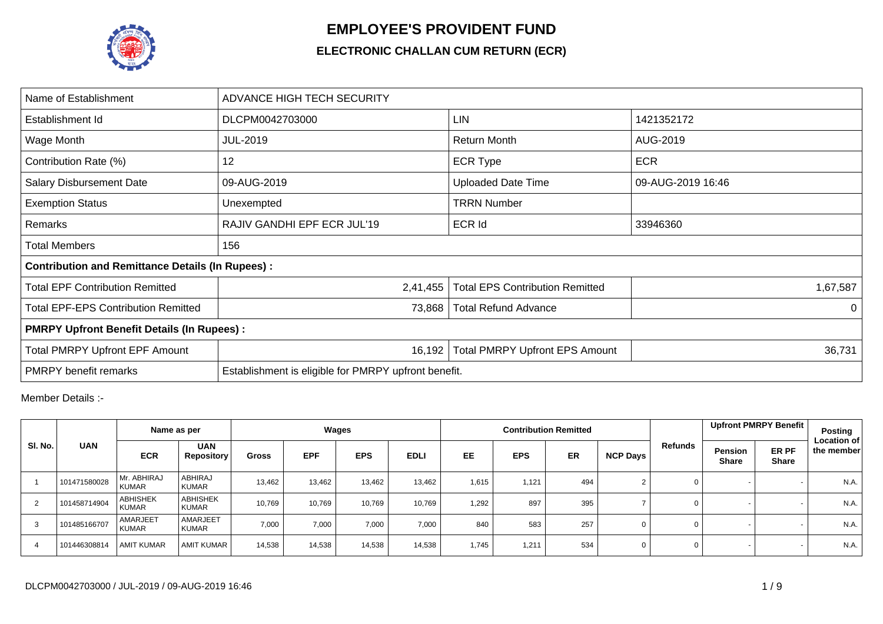# EMPLOYEE'S PROVIDENT FUND

## ELECTRONIC CHALLAN CUM RETURN (ECR)

| Name of Establishment | ADVANCE HIGH TECH SECURITY | | |
|---|---|---|---|
| Establishment Id | DLCPM0042703000 | LIN | 1421352172 |
| Wage Month | JUL-2019 | Return Month | AUG-2019 |
| Contribution Rate (%) | 12 | ECR Type | ECR |
| Salary Disbursement Date | 09-AUG-2019 | Uploaded Date Time | 09-AUG-2019 16:46 |
| Exemption Status | Unexempted | TRRN Number | |
| Remarks | RAJIV GANDHI EPF ECR JUL'19 | ECR Id | 33946360 |
| Total Members | 156 | | |
| **Contribution and Remittance Details (In Rupees) :** | | | |
| Total EPF Contribution Remitted | 2,41,455 | Total EPS Contribution Remitted | 1,67,587 |
| Total EPF-EPS Contribution Remitted | 73,868 | Total Refund Advance | 0 |
| **PMRPY Upfront Benefit Details (In Rupees) :** | | | |
| Total PMRPY Upfront EPF Amount | 16,192 | Total PMRPY Upfront EPS Amount | 36,731 |
| PMRPY benefit remarks | Establishment is eligible for PMRPY upfront benefit. | | |

Member Details :-

| Sl. No. | UAN | Name as per | | Wages | | | | Contribution Remitted | | | | Refunds | Upfront PMRPY Benefit | | Posting Location of the member |
|---|---|---|---|---|---|---|---|---|---|---|---|---|---|---|---|
| | | ECR | UAN Repository | Gross | EPF | EPS | EDLI | EE | EPS | ER | NCP Days | | Pension Share | ER PF Share | |
| 1 | 101471580028 | Mr. ABHIRAJ KUMAR | ABHIRAJ KUMAR | 13,462 | 13,462 | 13,462 | 13,462 | 1,615 | 1,121 | 494 | 2 | 0 | - | - | N.A. |
| 2 | 101458714904 | ABHISHEK KUMAR | ABHISHEK KUMAR | 10,769 | 10,769 | 10,769 | 10,769 | 1,292 | 897 | 395 | 7 | 0 | - | - | N.A. |
| 3 | 101485166707 | AMARJEET KUMAR | AMARJEET KUMAR | 7,000 | 7,000 | 7,000 | 7,000 | 840 | 583 | 257 | 0 | 0 | - | - | N.A. |
| 4 | 101446308814 | AMIT KUMAR | AMIT KUMAR | 14,538 | 14,538 | 14,538 | 14,538 | 1,745 | 1,211 | 534 | 0 | 0 | - | - | N.A. |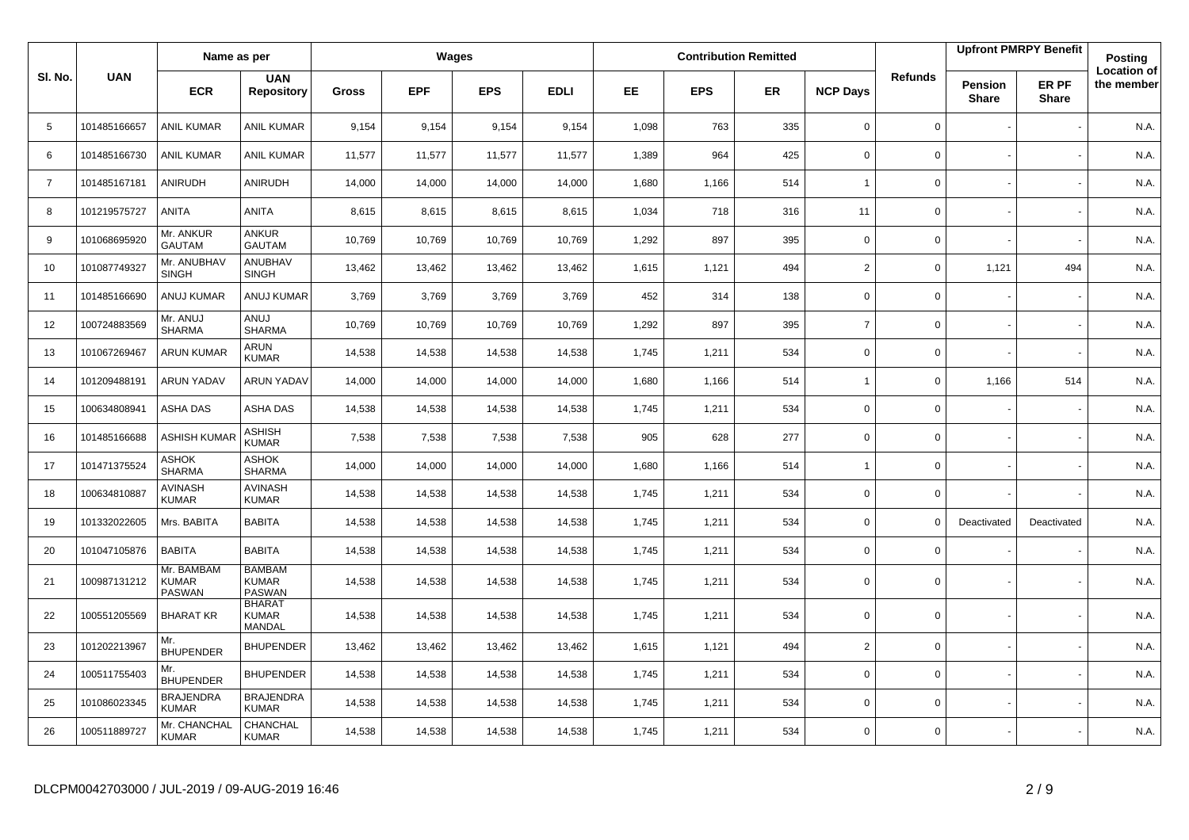| Sl. No. | UAN | Name as per | | Wages | | | | Contribution Remitted | | | | Refunds | Upfront PMRPY Benefit | | Posting Location of the member |
|---|---|---|---|---|---|---|---|---|---|---|---|---|---|---|---|
| | | ECR | UAN Repository | Gross | EPF | EPS | EDLI | EE | EPS | ER | NCP Days | | Pension Share | ER PF Share | |
| 5 | 101485166657 | ANIL KUMAR | ANIL KUMAR | 9,154 | 9,154 | 9,154 | 9,154 | 1,098 | 763 | 335 | 0 | 0 | - | - | N.A. |
| 6 | 101485166730 | ANIL KUMAR | ANIL KUMAR | 11,577 | 11,577 | 11,577 | 11,577 | 1,389 | 964 | 425 | 0 | 0 | - | - | N.A. |
| 7 | 101485167181 | ANIRUDH | ANIRUDH | 14,000 | 14,000 | 14,000 | 14,000 | 1,680 | 1,166 | 514 | 1 | 0 | - | - | N.A. |
| 8 | 101219575727 | ANITA | ANITA | 8,615 | 8,615 | 8,615 | 8,615 | 1,034 | 718 | 316 | 11 | 0 | - | - | N.A. |
| 9 | 101068695920 | Mr. ANKUR GAUTAM | ANKUR GAUTAM | 10,769 | 10,769 | 10,769 | 10,769 | 1,292 | 897 | 395 | 0 | 0 | - | - | N.A. |
| 10 | 101087749327 | Mr. ANUBHAV SINGH | ANUBHAV SINGH | 13,462 | 13,462 | 13,462 | 13,462 | 1,615 | 1,121 | 494 | 2 | 0 | 1,121 | 494 | N.A. |
| 11 | 101485166690 | ANUJ KUMAR | ANUJ KUMAR | 3,769 | 3,769 | 3,769 | 3,769 | 452 | 314 | 138 | 0 | 0 | - | - | N.A. |
| 12 | 100724883569 | Mr. ANUJ SHARMA | ANUJ SHARMA | 10,769 | 10,769 | 10,769 | 10,769 | 1,292 | 897 | 395 | 7 | 0 | - | - | N.A. |
| 13 | 101067269467 | ARUN KUMAR | ARUN KUMAR | 14,538 | 14,538 | 14,538 | 14,538 | 1,745 | 1,211 | 534 | 0 | 0 | - | - | N.A. |
| 14 | 101209488191 | ARUN YADAV | ARUN YADAV | 14,000 | 14,000 | 14,000 | 14,000 | 1,680 | 1,166 | 514 | 1 | 0 | 1,166 | 514 | N.A. |
| 15 | 100634808941 | ASHA DAS | ASHA DAS | 14,538 | 14,538 | 14,538 | 14,538 | 1,745 | 1,211 | 534 | 0 | 0 | - | - | N.A. |
| 16 | 101485166688 | ASHISH KUMAR | ASHISH KUMAR | 7,538 | 7,538 | 7,538 | 7,538 | 905 | 628 | 277 | 0 | 0 | - | - | N.A. |
| 17 | 101471375524 | ASHOK SHARMA | ASHOK SHARMA | 14,000 | 14,000 | 14,000 | 14,000 | 1,680 | 1,166 | 514 | 1 | 0 | - | - | N.A. |
| 18 | 100634810887 | AVINASH KUMAR | AVINASH KUMAR | 14,538 | 14,538 | 14,538 | 14,538 | 1,745 | 1,211 | 534 | 0 | 0 | - | - | N.A. |
| 19 | 101332022605 | Mrs. BABITA | BABITA | 14,538 | 14,538 | 14,538 | 14,538 | 1,745 | 1,211 | 534 | 0 | 0 | Deactivated | Deactivated | N.A. |
| 20 | 101047105876 | BABITA | BABITA | 14,538 | 14,538 | 14,538 | 14,538 | 1,745 | 1,211 | 534 | 0 | 0 | - | - | N.A. |
| 21 | 100987131212 | Mr. BAMBAM KUMAR PASWAN | BAMBAM KUMAR PASWAN | 14,538 | 14,538 | 14,538 | 14,538 | 1,745 | 1,211 | 534 | 0 | 0 | - | - | N.A. |
| 22 | 100551205569 | BHARAT KR | BHARAT KUMAR MANDAL | 14,538 | 14,538 | 14,538 | 14,538 | 1,745 | 1,211 | 534 | 0 | 0 | - | - | N.A. |
| 23 | 101202213967 | Mr. BHUPENDER | BHUPENDER | 13,462 | 13,462 | 13,462 | 13,462 | 1,615 | 1,121 | 494 | 2 | 0 | - | - | N.A. |
| 24 | 100511755403 | Mr. BHUPENDER | BHUPENDER | 14,538 | 14,538 | 14,538 | 14,538 | 1,745 | 1,211 | 534 | 0 | 0 | - | - | N.A. |
| 25 | 101086023345 | BRAJENDRA KUMAR | BRAJENDRA KUMAR | 14,538 | 14,538 | 14,538 | 14,538 | 1,745 | 1,211 | 534 | 0 | 0 | - | - | N.A. |
| 26 | 100511889727 | Mr. CHANCHAL KUMAR | CHANCHAL KUMAR | 14,538 | 14,538 | 14,538 | 14,538 | 1,745 | 1,211 | 534 | 0 | 0 | - | - | N.A. |

DLCPM0042703000 / JUL-2019 / 09-AUG-2019 16:46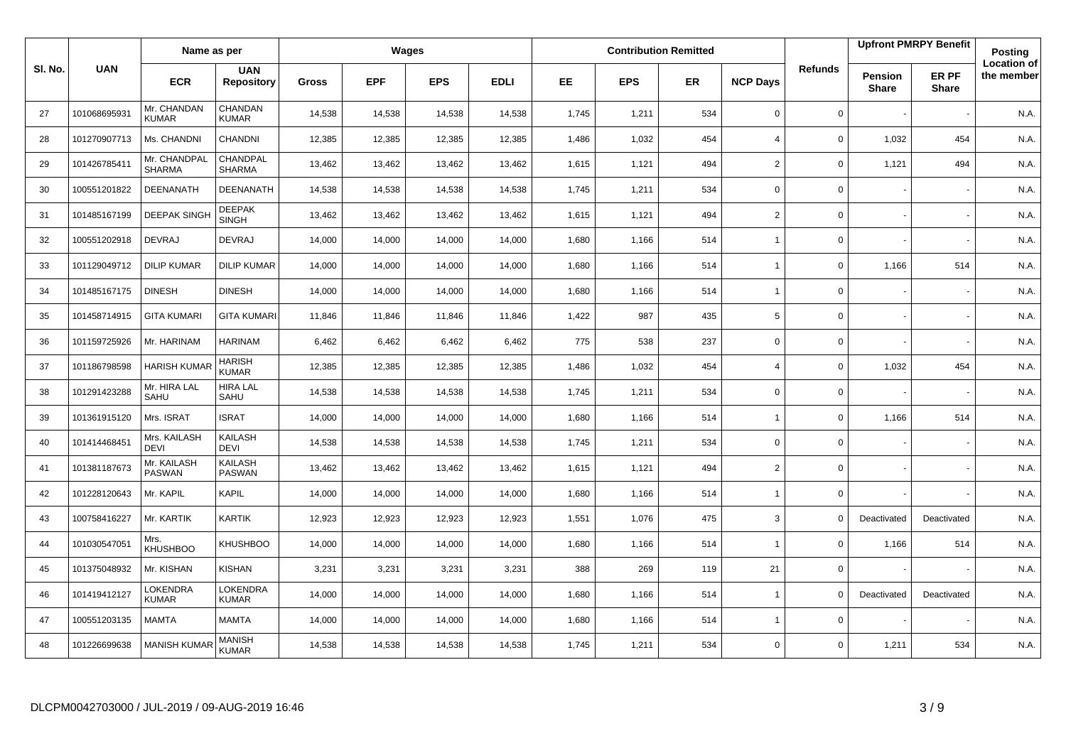| Sl. No. | UAN | Name as per | | Wages | | | | Contribution Remitted | | | | Refunds | Upfront PMRPY Benefit | | Posting Location of the member |
|---|---|---|---|---|---|---|---|---|---|---|---|---|---|---|---|
| | | ECR | UAN Repository | Gross | EPF | EPS | EDLI | EE | EPS | ER | NCP Days | | Pension Share | ER PF Share | |
| 27 | 101068695931 | Mr. CHANDAN KUMAR | CHANDAN KUMAR | 14,538 | 14,538 | 14,538 | 14,538 | 1,745 | 1,211 | 534 | 0 | 0 | - | - | N.A. |
| 28 | 101270907713 | Ms. CHANDNI | CHANDNI | 12,385 | 12,385 | 12,385 | 12,385 | 1,486 | 1,032 | 454 | 4 | 0 | 1,032 | 454 | N.A. |
| 29 | 101426785411 | Mr. CHANDPAL SHARMA | CHANDPAL SHARMA | 13,462 | 13,462 | 13,462 | 13,462 | 1,615 | 1,121 | 494 | 2 | 0 | 1,121 | 494 | N.A. |
| 30 | 100551201822 | DEENANATH | DEENANATH | 14,538 | 14,538 | 14,538 | 14,538 | 1,745 | 1,211 | 534 | 0 | 0 | - | - | N.A. |
| 31 | 101485167199 | DEEPAK SINGH | DEEPAK SINGH | 13,462 | 13,462 | 13,462 | 13,462 | 1,615 | 1,121 | 494 | 2 | 0 | - | - | N.A. |
| 32 | 100551202918 | DEVRAJ | DEVRAJ | 14,000 | 14,000 | 14,000 | 14,000 | 1,680 | 1,166 | 514 | 1 | 0 | - | - | N.A. |
| 33 | 101129049712 | DILIP KUMAR | DILIP KUMAR | 14,000 | 14,000 | 14,000 | 14,000 | 1,680 | 1,166 | 514 | 1 | 0 | 1,166 | 514 | N.A. |
| 34 | 101485167175 | DINESH | DINESH | 14,000 | 14,000 | 14,000 | 14,000 | 1,680 | 1,166 | 514 | 1 | 0 | - | - | N.A. |
| 35 | 101458714915 | GITA KUMARI | GITA KUMARI | 11,846 | 11,846 | 11,846 | 11,846 | 1,422 | 987 | 435 | 5 | 0 | - | - | N.A. |
| 36 | 101159725926 | Mr. HARINAM | HARINAM | 6,462 | 6,462 | 6,462 | 6,462 | 775 | 538 | 237 | 0 | 0 | - | - | N.A. |
| 37 | 101186798598 | HARISH KUMAR | HARISH KUMAR | 12,385 | 12,385 | 12,385 | 12,385 | 1,486 | 1,032 | 454 | 4 | 0 | 1,032 | 454 | N.A. |
| 38 | 101291423288 | Mr. HIRA LAL SAHU | HIRA LAL SAHU | 14,538 | 14,538 | 14,538 | 14,538 | 1,745 | 1,211 | 534 | 0 | 0 | - | - | N.A. |
| 39 | 101361915120 | Mrs. ISRAT | ISRAT | 14,000 | 14,000 | 14,000 | 14,000 | 1,680 | 1,166 | 514 | 1 | 0 | 1,166 | 514 | N.A. |
| 40 | 101414468451 | Mrs. KAILASH DEVI | KAILASH DEVI | 14,538 | 14,538 | 14,538 | 14,538 | 1,745 | 1,211 | 534 | 0 | 0 | - | - | N.A. |
| 41 | 101381187673 | Mr. KAILASH PASWAN | KAILASH PASWAN | 13,462 | 13,462 | 13,462 | 13,462 | 1,615 | 1,121 | 494 | 2 | 0 | - | - | N.A. |
| 42 | 101228120643 | Mr. KAPIL | KAPIL | 14,000 | 14,000 | 14,000 | 14,000 | 1,680 | 1,166 | 514 | 1 | 0 | - | - | N.A. |
| 43 | 100758416227 | Mr. KARTIK | KARTIK | 12,923 | 12,923 | 12,923 | 12,923 | 1,551 | 1,076 | 475 | 3 | 0 | Deactivated | Deactivated | N.A. |
| 44 | 101030547051 | Mrs. KHUSHBOO | KHUSHBOO | 14,000 | 14,000 | 14,000 | 14,000 | 1,680 | 1,166 | 514 | 1 | 0 | 1,166 | 514 | N.A. |
| 45 | 101375048932 | Mr. KISHAN | KISHAN | 3,231 | 3,231 | 3,231 | 3,231 | 388 | 269 | 119 | 21 | 0 | - | - | N.A. |
| 46 | 101419412127 | LOKENDRA KUMAR | LOKENDRA KUMAR | 14,000 | 14,000 | 14,000 | 14,000 | 1,680 | 1,166 | 514 | 1 | 0 | Deactivated | Deactivated | N.A. |
| 47 | 100551203135 | MAMTA | MAMTA | 14,000 | 14,000 | 14,000 | 14,000 | 1,680 | 1,166 | 514 | 1 | 0 | - | - | N.A. |
| 48 | 101226699638 | MANISH KUMAR | MANISH KUMAR | 14,538 | 14,538 | 14,538 | 14,538 | 1,745 | 1,211 | 534 | 0 | 0 | 1,211 | 534 | N.A. |

DLCPM0042703000 / JUL-2019 / 09-AUG-2019 16:46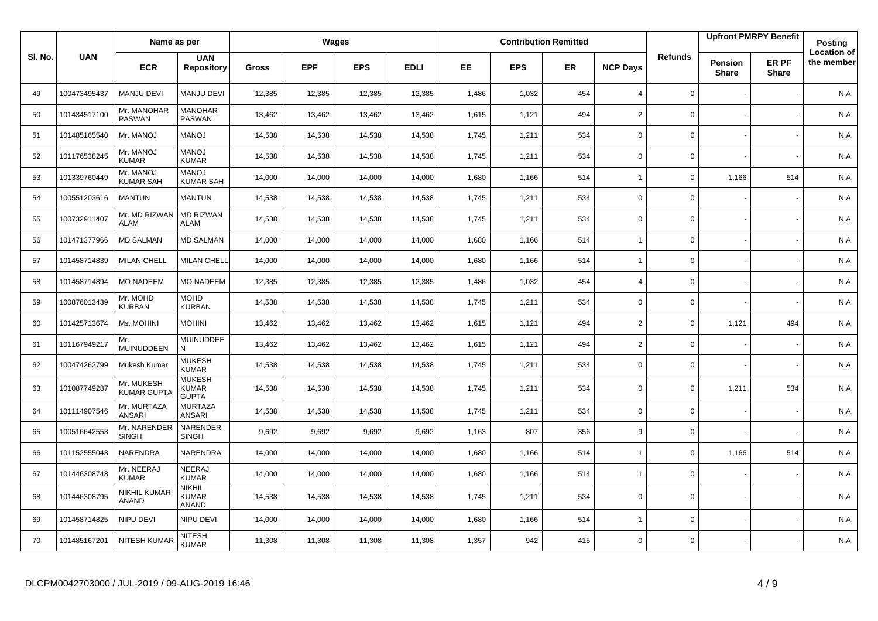| Sl. No. | UAN | Name as per | | Wages | | | | Contribution Remitted | | | | Refunds | Upfront PMRPY Benefit | | Posting |
|---|---|---|---|---|---|---|---|---|---|---|---|---|---|---|---|
| | | ECR | UAN Repository | Gross | EPF | EPS | EDLI | EE | EPS | ER | NCP Days | | Pension Share | ER PF Share | Location of the member |
| 49 | 100473495437 | MANJU DEVI | MANJU DEVI | 12,385 | 12,385 | 12,385 | 12,385 | 1,486 | 1,032 | 454 | 4 | 0 | - | - | N.A. |
| 50 | 101434517100 | Mr. MANOHAR PASWAN | MANOHAR PASWAN | 13,462 | 13,462 | 13,462 | 13,462 | 1,615 | 1,121 | 494 | 2 | 0 | - | - | N.A. |
| 51 | 101485165540 | Mr. MANOJ | MANOJ | 14,538 | 14,538 | 14,538 | 14,538 | 1,745 | 1,211 | 534 | 0 | 0 | - | - | N.A. |
| 52 | 101176538245 | Mr. MANOJ KUMAR | MANOJ KUMAR | 14,538 | 14,538 | 14,538 | 14,538 | 1,745 | 1,211 | 534 | 0 | 0 | - | - | N.A. |
| 53 | 101339760449 | Mr. MANOJ KUMAR SAH | MANOJ KUMAR SAH | 14,000 | 14,000 | 14,000 | 14,000 | 1,680 | 1,166 | 514 | 1 | 0 | 1,166 | 514 | N.A. |
| 54 | 100551203616 | MANTUN | MANTUN | 14,538 | 14,538 | 14,538 | 14,538 | 1,745 | 1,211 | 534 | 0 | 0 | - | - | N.A. |
| 55 | 100732911407 | Mr. MD RIZWAN ALAM | MD RIZWAN ALAM | 14,538 | 14,538 | 14,538 | 14,538 | 1,745 | 1,211 | 534 | 0 | 0 | - | - | N.A. |
| 56 | 101471377966 | MD SALMAN | MD SALMAN | 14,000 | 14,000 | 14,000 | 14,000 | 1,680 | 1,166 | 514 | 1 | 0 | - | - | N.A. |
| 57 | 101458714839 | MILAN CHELL | MILAN CHELL | 14,000 | 14,000 | 14,000 | 14,000 | 1,680 | 1,166 | 514 | 1 | 0 | - | - | N.A. |
| 58 | 101458714894 | MO NADEEM | MO NADEEM | 12,385 | 12,385 | 12,385 | 12,385 | 1,486 | 1,032 | 454 | 4 | 0 | - | - | N.A. |
| 59 | 100876013439 | Mr. MOHD KURBAN | MOHD KURBAN | 14,538 | 14,538 | 14,538 | 14,538 | 1,745 | 1,211 | 534 | 0 | 0 | - | - | N.A. |
| 60 | 101425713674 | Ms. MOHINI | MOHINI | 13,462 | 13,462 | 13,462 | 13,462 | 1,615 | 1,121 | 494 | 2 | 0 | 1,121 | 494 | N.A. |
| 61 | 101167949217 | Mr. MUINUDDEEN | MUINUDDEE N | 13,462 | 13,462 | 13,462 | 13,462 | 1,615 | 1,121 | 494 | 2 | 0 | - | - | N.A. |
| 62 | 100474262799 | Mukesh Kumar | MUKESH KUMAR | 14,538 | 14,538 | 14,538 | 14,538 | 1,745 | 1,211 | 534 | 0 | 0 | - | - | N.A. |
| 63 | 101087749287 | Mr. MUKESH KUMAR GUPTA | MUKESH KUMAR GUPTA | 14,538 | 14,538 | 14,538 | 14,538 | 1,745 | 1,211 | 534 | 0 | 0 | 1,211 | 534 | N.A. |
| 64 | 101114907546 | Mr. MURTAZA ANSARI | MURTAZA ANSARI | 14,538 | 14,538 | 14,538 | 14,538 | 1,745 | 1,211 | 534 | 0 | 0 | - | - | N.A. |
| 65 | 100516642553 | Mr. NARENDER SINGH | NARENDER SINGH | 9,692 | 9,692 | 9,692 | 9,692 | 1,163 | 807 | 356 | 9 | 0 | - | - | N.A. |
| 66 | 101152555043 | NARENDRA | NARENDRA | 14,000 | 14,000 | 14,000 | 14,000 | 1,680 | 1,166 | 514 | 1 | 0 | 1,166 | 514 | N.A. |
| 67 | 101446308748 | Mr. NEERAJ KUMAR | NEERAJ KUMAR | 14,000 | 14,000 | 14,000 | 14,000 | 1,680 | 1,166 | 514 | 1 | 0 | - | - | N.A. |
| 68 | 101446308795 | NIKHIL KUMAR ANAND | NIKHIL KUMAR ANAND | 14,538 | 14,538 | 14,538 | 14,538 | 1,745 | 1,211 | 534 | 0 | 0 | - | - | N.A. |
| 69 | 101458714825 | NIPU DEVI | NIPU DEVI | 14,000 | 14,000 | 14,000 | 14,000 | 1,680 | 1,166 | 514 | 1 | 0 | - | - | N.A. |
| 70 | 101485167201 | NITESH KUMAR | NITESH KUMAR | 11,308 | 11,308 | 11,308 | 11,308 | 1,357 | 942 | 415 | 0 | 0 | - | - | N.A. |

DLCPM0042703000 / JUL-2019 / 09-AUG-2019 16:46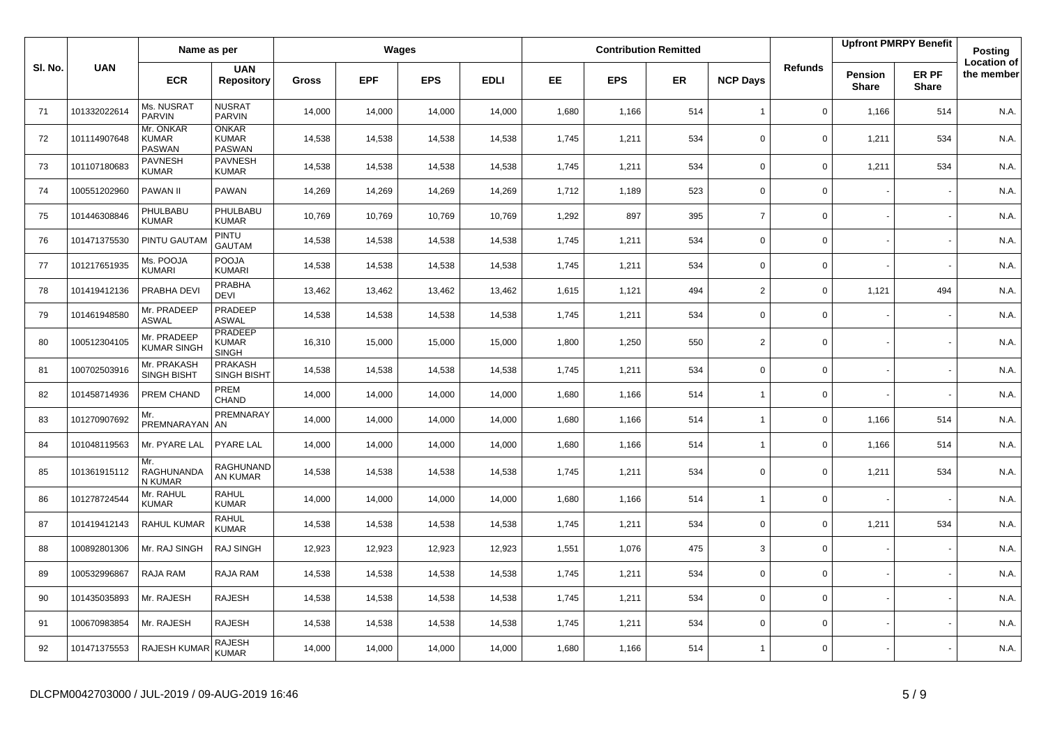| Sl. No. | UAN | Name as per | | Wages | | | | Contribution Remitted | | | | Refunds | Upfront PMRPY Benefit | | Posting |
|---|---|---|---|---|---|---|---|---|---|---|---|---|---|---|---|
| | | ECR | UAN Repository | Gross | EPF | EPS | EDLI | EE | EPS | ER | NCP Days | | Pension Share | ER PF Share | Location of the member |
| 71 | 101332022614 | Ms. NUSRAT PARVIN | NUSRAT PARVIN | 14,000 | 14,000 | 14,000 | 14,000 | 1,680 | 1,166 | 514 | 1 | 0 | 1,166 | 514 | N.A. |
| 72 | 101114907648 | Mr. ONKAR KUMAR PASWAN | ONKAR KUMAR PASWAN | 14,538 | 14,538 | 14,538 | 14,538 | 1,745 | 1,211 | 534 | 0 | 0 | 1,211 | 534 | N.A. |
| 73 | 101107180683 | PAVNESH KUMAR | PAVNESH KUMAR | 14,538 | 14,538 | 14,538 | 14,538 | 1,745 | 1,211 | 534 | 0 | 0 | 1,211 | 534 | N.A. |
| 74 | 100551202960 | PAWAN II | PAWAN | 14,269 | 14,269 | 14,269 | 14,269 | 1,712 | 1,189 | 523 | 0 | 0 | - | - | N.A. |
| 75 | 101446308846 | PHULBABU KUMAR | PHULBABU KUMAR | 10,769 | 10,769 | 10,769 | 10,769 | 1,292 | 897 | 395 | 7 | 0 | - | - | N.A. |
| 76 | 101471375530 | PINTU GAUTAM | PINTU GAUTAM | 14,538 | 14,538 | 14,538 | 14,538 | 1,745 | 1,211 | 534 | 0 | 0 | - | - | N.A. |
| 77 | 101217651935 | Ms. POOJA KUMARI | POOJA KUMARI | 14,538 | 14,538 | 14,538 | 14,538 | 1,745 | 1,211 | 534 | 0 | 0 | - | - | N.A. |
| 78 | 101419412136 | PRABHA DEVI | PRABHA DEVI | 13,462 | 13,462 | 13,462 | 13,462 | 1,615 | 1,121 | 494 | 2 | 0 | 1,121 | 494 | N.A. |
| 79 | 101461948580 | Mr. PRADEEP ASWAL | PRADEEP ASWAL | 14,538 | 14,538 | 14,538 | 14,538 | 1,745 | 1,211 | 534 | 0 | 0 | - | - | N.A. |
| 80 | 100512304105 | Mr. PRADEEP KUMAR SINGH | PRADEEP KUMAR SINGH | 16,310 | 15,000 | 15,000 | 15,000 | 1,800 | 1,250 | 550 | 2 | 0 | - | - | N.A. |
| 81 | 100702503916 | Mr. PRAKASH SINGH BISHT | PRAKASH SINGH BISHT | 14,538 | 14,538 | 14,538 | 14,538 | 1,745 | 1,211 | 534 | 0 | 0 | - | - | N.A. |
| 82 | 101458714936 | PREM CHAND | PREM CHAND | 14,000 | 14,000 | 14,000 | 14,000 | 1,680 | 1,166 | 514 | 1 | 0 | - | - | N.A. |
| 83 | 101270907692 | Mr. PREMNARAYAN | PREMNARAYAN | 14,000 | 14,000 | 14,000 | 14,000 | 1,680 | 1,166 | 514 | 1 | 0 | 1,166 | 514 | N.A. |
| 84 | 101048119563 | Mr. PYARE LAL | PYARE LAL | 14,000 | 14,000 | 14,000 | 14,000 | 1,680 | 1,166 | 514 | 1 | 0 | 1,166 | 514 | N.A. |
| 85 | 101361915112 | Mr. RAGHUNANDAN KUMAR | RAGHUNANDAN KUMAR | 14,538 | 14,538 | 14,538 | 14,538 | 1,745 | 1,211 | 534 | 0 | 0 | 1,211 | 534 | N.A. |
| 86 | 101278724544 | Mr. RAHUL KUMAR | RAHUL KUMAR | 14,000 | 14,000 | 14,000 | 14,000 | 1,680 | 1,166 | 514 | 1 | 0 | - | - | N.A. |
| 87 | 101419412143 | RAHUL KUMAR | RAHUL KUMAR | 14,538 | 14,538 | 14,538 | 14,538 | 1,745 | 1,211 | 534 | 0 | 0 | 1,211 | 534 | N.A. |
| 88 | 100892801306 | Mr. RAJ SINGH | RAJ SINGH | 12,923 | 12,923 | 12,923 | 12,923 | 1,551 | 1,076 | 475 | 3 | 0 | - | - | N.A. |
| 89 | 100532996867 | RAJA RAM | RAJA RAM | 14,538 | 14,538 | 14,538 | 14,538 | 1,745 | 1,211 | 534 | 0 | 0 | - | - | N.A. |
| 90 | 101435035893 | Mr. RAJESH | RAJESH | 14,538 | 14,538 | 14,538 | 14,538 | 1,745 | 1,211 | 534 | 0 | 0 | - | - | N.A. |
| 91 | 100670983854 | Mr. RAJESH | RAJESH | 14,538 | 14,538 | 14,538 | 14,538 | 1,745 | 1,211 | 534 | 0 | 0 | - | - | N.A. |
| 92 | 101471375553 | RAJESH KUMAR | RAJESH KUMAR | 14,000 | 14,000 | 14,000 | 14,000 | 1,680 | 1,166 | 514 | 1 | 0 | - | - | N.A. |

DLCPM0042703000 / JUL-2019 / 09-AUG-2019 16:46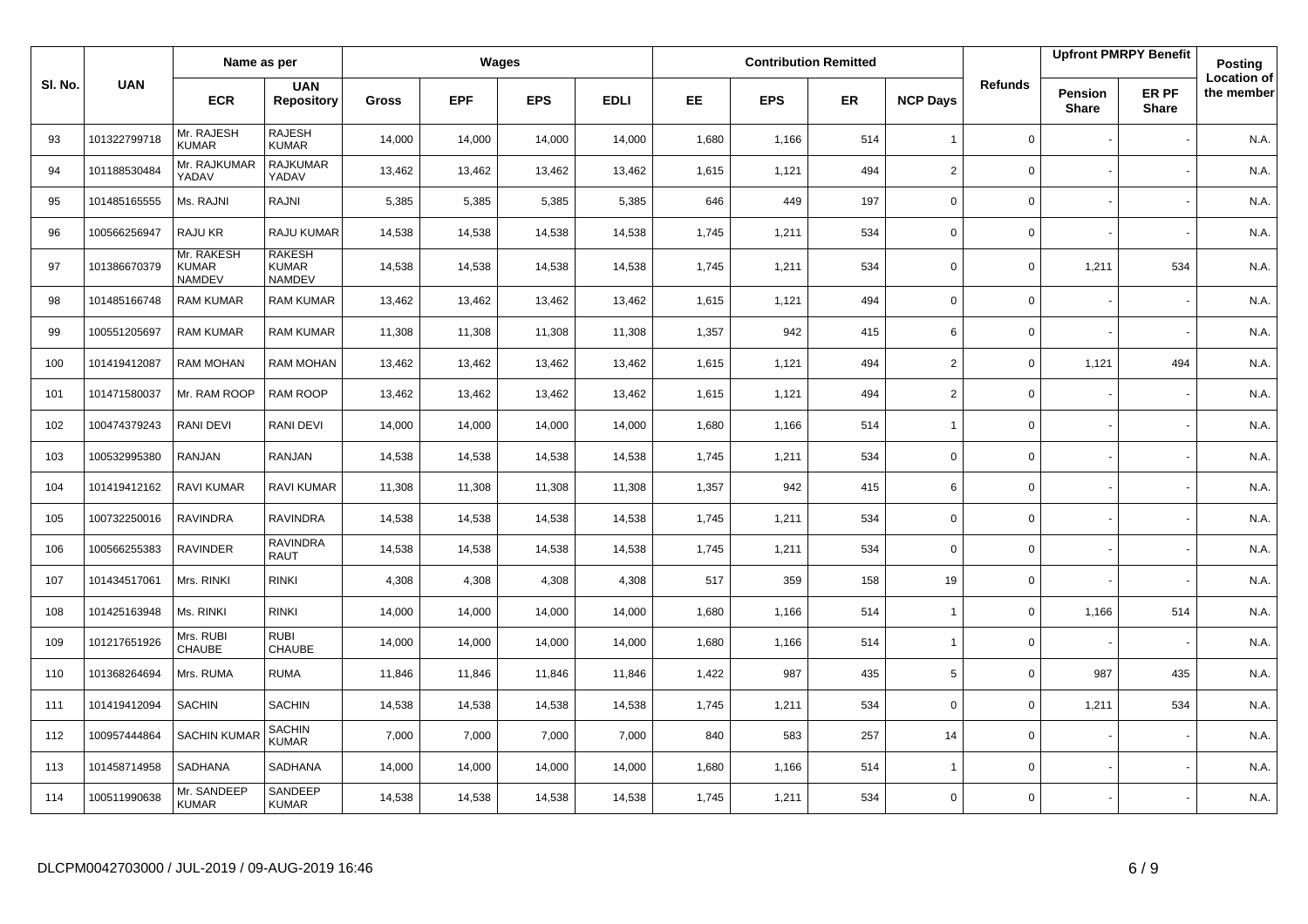| Sl. No. | UAN | Name as per | | Wages | | | | Contribution Remitted | | | | Refunds | Upfront PMRPY Benefit | | Posting Location of the member |
|---|---|---|---|---|---|---|---|---|---|---|---|---|---|---|---|
| | | ECR | UAN Repository | Gross | EPF | EPS | EDLI | EE | EPS | ER | NCP Days | | Pension Share | ER PF Share | |
| 93 | 101322799718 | Mr. RAJESH KUMAR | RAJESH KUMAR | 14,000 | 14,000 | 14,000 | 14,000 | 1,680 | 1,166 | 514 | 1 | 0 | - | - | N.A. |
| 94 | 101188530484 | Mr. RAJKUMAR YADAV | RAJKUMAR YADAV | 13,462 | 13,462 | 13,462 | 13,462 | 1,615 | 1,121 | 494 | 2 | 0 | - | - | N.A. |
| 95 | 101485165555 | Ms. RAJNI | RAJNI | 5,385 | 5,385 | 5,385 | 5,385 | 646 | 449 | 197 | 0 | 0 | - | - | N.A. |
| 96 | 100566256947 | RAJU KR | RAJU KUMAR | 14,538 | 14,538 | 14,538 | 14,538 | 1,745 | 1,211 | 534 | 0 | 0 | - | - | N.A. |
| 97 | 101386670379 | Mr. RAKESH KUMAR NAMDEV | RAKESH KUMAR NAMDEV | 14,538 | 14,538 | 14,538 | 14,538 | 1,745 | 1,211 | 534 | 0 | 0 | 1,211 | 534 | N.A. |
| 98 | 101485166748 | RAM KUMAR | RAM KUMAR | 13,462 | 13,462 | 13,462 | 13,462 | 1,615 | 1,121 | 494 | 0 | 0 | - | - | N.A. |
| 99 | 100551205697 | RAM KUMAR | RAM KUMAR | 11,308 | 11,308 | 11,308 | 11,308 | 1,357 | 942 | 415 | 6 | 0 | - | - | N.A. |
| 100 | 101419412087 | RAM MOHAN | RAM MOHAN | 13,462 | 13,462 | 13,462 | 13,462 | 1,615 | 1,121 | 494 | 2 | 0 | 1,121 | 494 | N.A. |
| 101 | 101471580037 | Mr. RAM ROOP | RAM ROOP | 13,462 | 13,462 | 13,462 | 13,462 | 1,615 | 1,121 | 494 | 2 | 0 | - | - | N.A. |
| 102 | 100474379243 | RANI DEVI | RANI DEVI | 14,000 | 14,000 | 14,000 | 14,000 | 1,680 | 1,166 | 514 | 1 | 0 | - | - | N.A. |
| 103 | 100532995380 | RANJAN | RANJAN | 14,538 | 14,538 | 14,538 | 14,538 | 1,745 | 1,211 | 534 | 0 | 0 | - | - | N.A. |
| 104 | 101419412162 | RAVI KUMAR | RAVI KUMAR | 11,308 | 11,308 | 11,308 | 11,308 | 1,357 | 942 | 415 | 6 | 0 | - | - | N.A. |
| 105 | 100732250016 | RAVINDRA | RAVINDRA | 14,538 | 14,538 | 14,538 | 14,538 | 1,745 | 1,211 | 534 | 0 | 0 | - | - | N.A. |
| 106 | 100566255383 | RAVINDER | RAVINDRA RAUT | 14,538 | 14,538 | 14,538 | 14,538 | 1,745 | 1,211 | 534 | 0 | 0 | - | - | N.A. |
| 107 | 101434517061 | Mrs. RINKI | RINKI | 4,308 | 4,308 | 4,308 | 4,308 | 517 | 359 | 158 | 19 | 0 | - | - | N.A. |
| 108 | 101425163948 | Ms. RINKI | RINKI | 14,000 | 14,000 | 14,000 | 14,000 | 1,680 | 1,166 | 514 | 1 | 0 | 1,166 | 514 | N.A. |
| 109 | 101217651926 | Mrs. RUBI CHAUBE | RUBI CHAUBE | 14,000 | 14,000 | 14,000 | 14,000 | 1,680 | 1,166 | 514 | 1 | 0 | - | - | N.A. |
| 110 | 101368264694 | Mrs. RUMA | RUMA | 11,846 | 11,846 | 11,846 | 11,846 | 1,422 | 987 | 435 | 5 | 0 | 987 | 435 | N.A. |
| 111 | 101419412094 | SACHIN | SACHIN | 14,538 | 14,538 | 14,538 | 14,538 | 1,745 | 1,211 | 534 | 0 | 0 | 1,211 | 534 | N.A. |
| 112 | 100957444864 | SACHIN KUMAR | SACHIN KUMAR | 7,000 | 7,000 | 7,000 | 7,000 | 840 | 583 | 257 | 14 | 0 | - | - | N.A. |
| 113 | 101458714958 | SADHANA | SADHANA | 14,000 | 14,000 | 14,000 | 14,000 | 1,680 | 1,166 | 514 | 1 | 0 | - | - | N.A. |
| 114 | 100511990638 | Mr. SANDEEP KUMAR | SANDEEP KUMAR | 14,538 | 14,538 | 14,538 | 14,538 | 1,745 | 1,211 | 534 | 0 | 0 | - | - | N.A. |

DLCPM0042703000 / JUL-2019 / 09-AUG-2019 16:46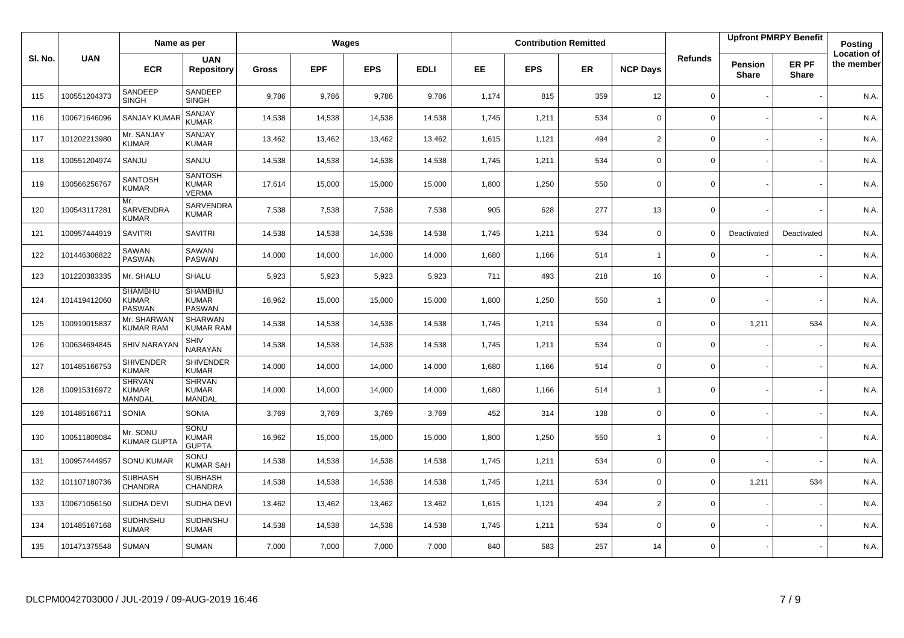| Sl. No. | UAN | Name as per | | Wages | | | | Contribution Remitted | | | | Refunds | Upfront PMRPY Benefit | | Posting Location of the member |
|---|---|---|---|---|---|---|---|---|---|---|---|---|---|---|---|
| | | ECR | UAN Repository | Gross | EPF | EPS | EDLI | EE | EPS | ER | NCP Days | | Pension Share | ER PF Share | |
| 115 | 100551204373 | SANDEEP SINGH | SANDEEP SINGH | 9,786 | 9,786 | 9,786 | 9,786 | 1,174 | 815 | 359 | 12 | 0 | - | - | N.A. |
| 116 | 100671646096 | SANJAY KUMAR | SANJAY KUMAR | 14,538 | 14,538 | 14,538 | 14,538 | 1,745 | 1,211 | 534 | 0 | 0 | - | - | N.A. |
| 117 | 101202213980 | Mr. SANJAY KUMAR | SANJAY KUMAR | 13,462 | 13,462 | 13,462 | 13,462 | 1,615 | 1,121 | 494 | 2 | 0 | - | - | N.A. |
| 118 | 100551204974 | SANJU | SANJU | 14,538 | 14,538 | 14,538 | 14,538 | 1,745 | 1,211 | 534 | 0 | 0 | - | - | N.A. |
| 119 | 100566256767 | SANTOSH KUMAR | SANTOSH KUMAR VERMA | 17,614 | 15,000 | 15,000 | 15,000 | 1,800 | 1,250 | 550 | 0 | 0 | - | - | N.A. |
| 120 | 100543117281 | Mr. SARVENDRA KUMAR | SARVENDRA KUMAR | 7,538 | 7,538 | 7,538 | 7,538 | 905 | 628 | 277 | 13 | 0 | - | - | N.A. |
| 121 | 100957444919 | SAVITRI | SAVITRI | 14,538 | 14,538 | 14,538 | 14,538 | 1,745 | 1,211 | 534 | 0 | 0 | Deactivated | Deactivated | N.A. |
| 122 | 101446308822 | SAWAN PASWAN | SAWAN PASWAN | 14,000 | 14,000 | 14,000 | 14,000 | 1,680 | 1,166 | 514 | 1 | 0 | - | - | N.A. |
| 123 | 101220383335 | Mr. SHALU | SHALU | 5,923 | 5,923 | 5,923 | 5,923 | 711 | 493 | 218 | 16 | 0 | - | - | N.A. |
| 124 | 101419412060 | SHAMBHU KUMAR PASWAN | SHAMBHU KUMAR PASWAN | 16,962 | 15,000 | 15,000 | 15,000 | 1,800 | 1,250 | 550 | 1 | 0 | - | - | N.A. |
| 125 | 100919015837 | Mr. SHARWAN KUMAR RAM | SHARWAN KUMAR RAM | 14,538 | 14,538 | 14,538 | 14,538 | 1,745 | 1,211 | 534 | 0 | 0 | 1,211 | 534 | N.A. |
| 126 | 100634694845 | SHIV NARAYAN | SHIV NARAYAN | 14,538 | 14,538 | 14,538 | 14,538 | 1,745 | 1,211 | 534 | 0 | 0 | - | - | N.A. |
| 127 | 101485166753 | SHIVENDER KUMAR | SHIVENDER KUMAR | 14,000 | 14,000 | 14,000 | 14,000 | 1,680 | 1,166 | 514 | 0 | 0 | - | - | N.A. |
| 128 | 100915316972 | SHRVAN KUMAR MANDAL | SHRVAN KUMAR MANDAL | 14,000 | 14,000 | 14,000 | 14,000 | 1,680 | 1,166 | 514 | 1 | 0 | - | - | N.A. |
| 129 | 101485166711 | SONIA | SONIA | 3,769 | 3,769 | 3,769 | 3,769 | 452 | 314 | 138 | 0 | 0 | - | - | N.A. |
| 130 | 100511809084 | Mr. SONU KUMAR GUPTA | SONU KUMAR GUPTA | 16,962 | 15,000 | 15,000 | 15,000 | 1,800 | 1,250 | 550 | 1 | 0 | - | - | N.A. |
| 131 | 100957444957 | SONU KUMAR | SONU KUMAR SAH | 14,538 | 14,538 | 14,538 | 14,538 | 1,745 | 1,211 | 534 | 0 | 0 | - | - | N.A. |
| 132 | 101107180736 | SUBHASH CHANDRA | SUBHASH CHANDRA | 14,538 | 14,538 | 14,538 | 14,538 | 1,745 | 1,211 | 534 | 0 | 0 | 1,211 | 534 | N.A. |
| 133 | 100671056150 | SUDHA DEVI | SUDHA DEVI | 13,462 | 13,462 | 13,462 | 13,462 | 1,615 | 1,121 | 494 | 2 | 0 | - | - | N.A. |
| 134 | 101485167168 | SUDHNSHU KUMAR | SUDHNSHU KUMAR | 14,538 | 14,538 | 14,538 | 14,538 | 1,745 | 1,211 | 534 | 0 | 0 | - | - | N.A. |
| 135 | 101471375548 | SUMAN | SUMAN | 7,000 | 7,000 | 7,000 | 7,000 | 840 | 583 | 257 | 14 | 0 | - | - | N.A. |

DLCPM0042703000 / JUL-2019 / 09-AUG-2019 16:46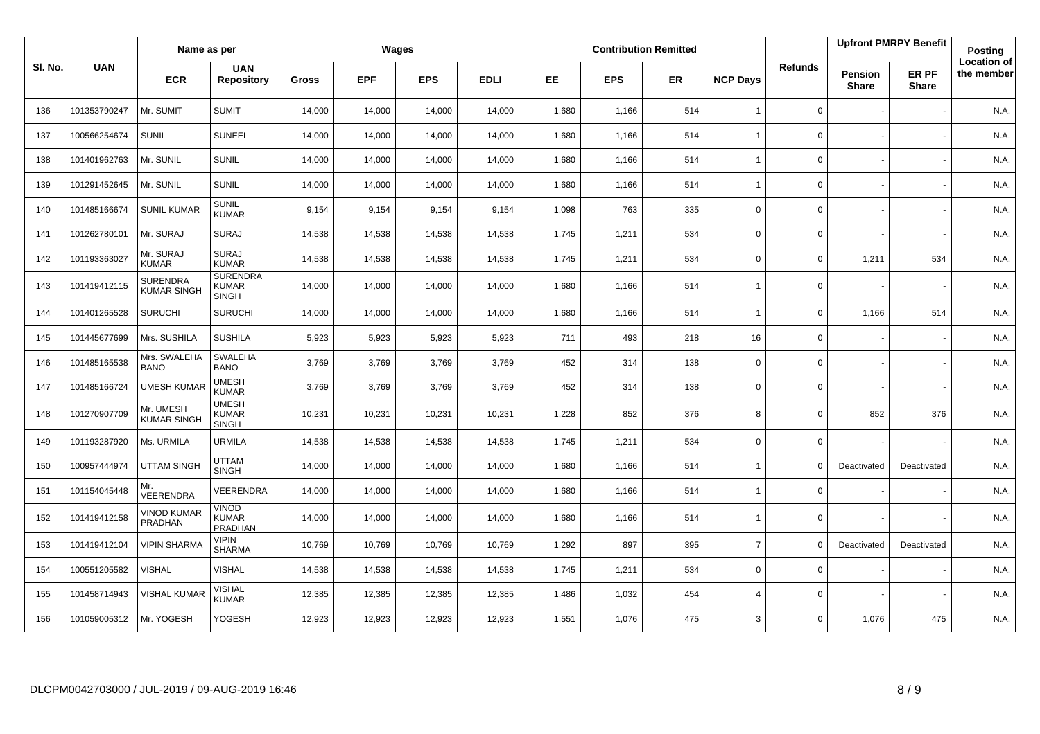| Sl. No. | UAN | Name as per | | Wages | | | | Contribution Remitted | | | | Refunds | Upfront PMRPY Benefit | | Posting Location of the member |
|---|---|---|---|---|---|---|---|---|---|---|---|---|---|---|---|
| | | ECR | UAN Repository | Gross | EPF | EPS | EDLI | EE | EPS | ER | NCP Days | | Pension Share | ER PF Share | |
| 136 | 101353790247 | Mr. SUMIT | SUMIT | 14,000 | 14,000 | 14,000 | 14,000 | 1,680 | 1,166 | 514 | 1 | 0 | - | - | N.A. |
| 137 | 100566254674 | SUNIL | SUNEEL | 14,000 | 14,000 | 14,000 | 14,000 | 1,680 | 1,166 | 514 | 1 | 0 | - | - | N.A. |
| 138 | 101401962763 | Mr. SUNIL | SUNIL | 14,000 | 14,000 | 14,000 | 14,000 | 1,680 | 1,166 | 514 | 1 | 0 | - | - | N.A. |
| 139 | 101291452645 | Mr. SUNIL | SUNIL | 14,000 | 14,000 | 14,000 | 14,000 | 1,680 | 1,166 | 514 | 1 | 0 | - | - | N.A. |
| 140 | 101485166674 | SUNIL KUMAR | SUNIL KUMAR | 9,154 | 9,154 | 9,154 | 9,154 | 1,098 | 763 | 335 | 0 | 0 | - | - | N.A. |
| 141 | 101262780101 | Mr. SURAJ | SURAJ | 14,538 | 14,538 | 14,538 | 14,538 | 1,745 | 1,211 | 534 | 0 | 0 | - | - | N.A. |
| 142 | 101193363027 | Mr. SURAJ KUMAR | SURAJ KUMAR | 14,538 | 14,538 | 14,538 | 14,538 | 1,745 | 1,211 | 534 | 0 | 0 | 1,211 | 534 | N.A. |
| 143 | 101419412115 | SURENDRA KUMAR SINGH | SURENDRA KUMAR SINGH | 14,000 | 14,000 | 14,000 | 14,000 | 1,680 | 1,166 | 514 | 1 | 0 | - | - | N.A. |
| 144 | 101401265528 | SURUCHI | SURUCHI | 14,000 | 14,000 | 14,000 | 14,000 | 1,680 | 1,166 | 514 | 1 | 0 | 1,166 | 514 | N.A. |
| 145 | 101445677699 | Mrs. SUSHILA | SUSHILA | 5,923 | 5,923 | 5,923 | 5,923 | 711 | 493 | 218 | 16 | 0 | - | - | N.A. |
| 146 | 101485165538 | Mrs. SWALEHA BANO | SWALEHA BANO | 3,769 | 3,769 | 3,769 | 3,769 | 452 | 314 | 138 | 0 | 0 | - | - | N.A. |
| 147 | 101485166724 | UMESH KUMAR | UMESH KUMAR | 3,769 | 3,769 | 3,769 | 3,769 | 452 | 314 | 138 | 0 | 0 | - | - | N.A. |
| 148 | 101270907709 | Mr. UMESH KUMAR SINGH | UMESH KUMAR SINGH | 10,231 | 10,231 | 10,231 | 10,231 | 1,228 | 852 | 376 | 8 | 0 | 852 | 376 | N.A. |
| 149 | 101193287920 | Ms. URMILA | URMILA | 14,538 | 14,538 | 14,538 | 14,538 | 1,745 | 1,211 | 534 | 0 | 0 | - | - | N.A. |
| 150 | 100957444974 | UTTAM SINGH | UTTAM SINGH | 14,000 | 14,000 | 14,000 | 14,000 | 1,680 | 1,166 | 514 | 1 | 0 | Deactivated | Deactivated | N.A. |
| 151 | 101154045448 | Mr. VEERENDRA | VEERENDRA | 14,000 | 14,000 | 14,000 | 14,000 | 1,680 | 1,166 | 514 | 1 | 0 | - | - | N.A. |
| 152 | 101419412158 | VINOD KUMAR PRADHAN | VINOD KUMAR PRADHAN | 14,000 | 14,000 | 14,000 | 14,000 | 1,680 | 1,166 | 514 | 1 | 0 | - | - | N.A. |
| 153 | 101419412104 | VIPIN SHARMA | VIPIN SHARMA | 10,769 | 10,769 | 10,769 | 10,769 | 1,292 | 897 | 395 | 7 | 0 | Deactivated | Deactivated | N.A. |
| 154 | 100551205582 | VISHAL | VISHAL | 14,538 | 14,538 | 14,538 | 14,538 | 1,745 | 1,211 | 534 | 0 | 0 | - | - | N.A. |
| 155 | 101458714943 | VISHAL KUMAR | VISHAL KUMAR | 12,385 | 12,385 | 12,385 | 12,385 | 1,486 | 1,032 | 454 | 4 | 0 | - | - | N.A. |
| 156 | 101059005312 | Mr. YOGESH | YOGESH | 12,923 | 12,923 | 12,923 | 12,923 | 1,551 | 1,076 | 475 | 3 | 0 | 1,076 | 475 | N.A. |

DLCPM0042703000 / JUL-2019 / 09-AUG-2019 16:46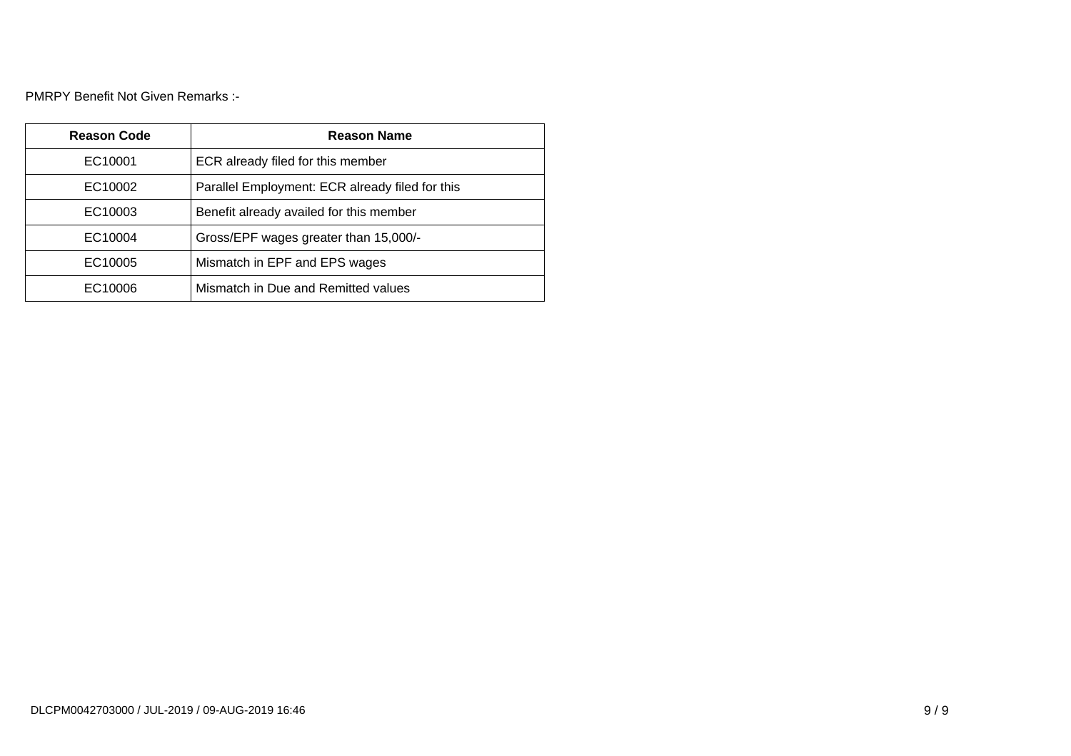PMRPY Benefit Not Given Remarks :-

| Reason Code | Reason Name |
|---|---|
| EC10001 | ECR already filed for this member |
| EC10002 | Parallel Employment: ECR already filed for this |
| EC10003 | Benefit already availed for this member |
| EC10004 | Gross/EPF wages greater than 15,000/- |
| EC10005 | Mismatch in EPF and EPS wages |
| EC10006 | Mismatch in Due and Remitted values |